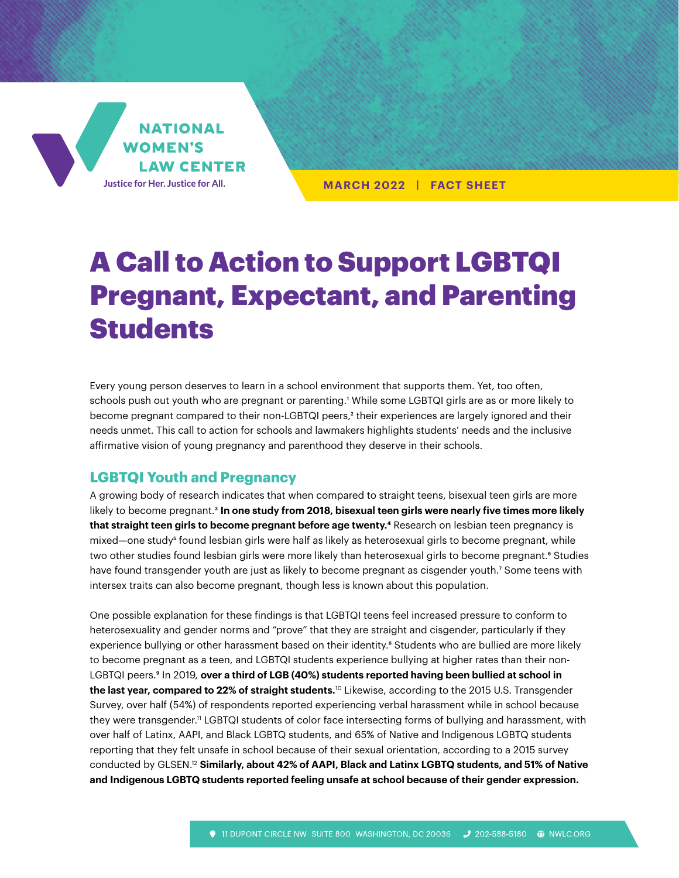NATIONAL WOMEN'S LAW CENTER

Justice for Her. Justice for All.

MARCH 2022 | FACT SHEET

# A Call to Action to Support LGBTQI Pregnant, Expectant, and Parenting Students

Every young person deserves to learn in a school environment that supports them. Yet, too often, schools push out youth who are pregnant or parenting.[1] While some LGBTQI girls are as or more likely to become pregnant compared to their non-LGBTQI peers,[2] their experiences are largely ignored and their needs unmet. This call to action for schools and lawmakers highlights students' needs and the inclusive affirmative vision of young pregnancy and parenthood they deserve in their schools.

## LGBTQI Youth and Pregnancy

A growing body of research indicates that when compared to straight teens, bisexual teen girls are more likely to become pregnant.[3] **In one study from 2018, bisexual teen girls were nearly five times more likely that straight teen girls to become pregnant before age twenty.[4]** Research on lesbian teen pregnancy is mixed—one study[5] found lesbian girls were half as likely as heterosexual girls to become pregnant, while two other studies found lesbian girls were more likely than heterosexual girls to become pregnant.[6] Studies have found transgender youth are just as likely to become pregnant as cisgender youth.[7] Some teens with intersex traits can also become pregnant, though less is known about this population.

One possible explanation for these findings is that LGBTQI teens feel increased pressure to conform to heterosexuality and gender norms and "prove" that they are straight and cisgender, particularly if they experience bullying or other harassment based on their identity.[8] Students who are bullied are more likely to become pregnant as a teen, and LGBTQI students experience bullying at higher rates than their non-LGBTQI peers.[9] In 2019, **over a third of LGB (40%) students reported having been bullied at school in the last year, compared to 22% of straight students.**[10] Likewise, according to the 2015 U.S. Transgender Survey, over half (54%) of respondents reported experiencing verbal harassment while in school because they were transgender.[11] LGBTQI students of color face intersecting forms of bullying and harassment, with over half of Latinx, AAPI, and Black LGBTQ students, and 65% of Native and Indigenous LGBTQ students reporting that they felt unsafe in school because of their sexual orientation, according to a 2015 survey conducted by GLSEN.[12] **Similarly, about 42% of AAPI, Black and Latinx LGBTQ students, and 51% of Native and Indigenous LGBTQ students reported feeling unsafe at school because of their gender expression.**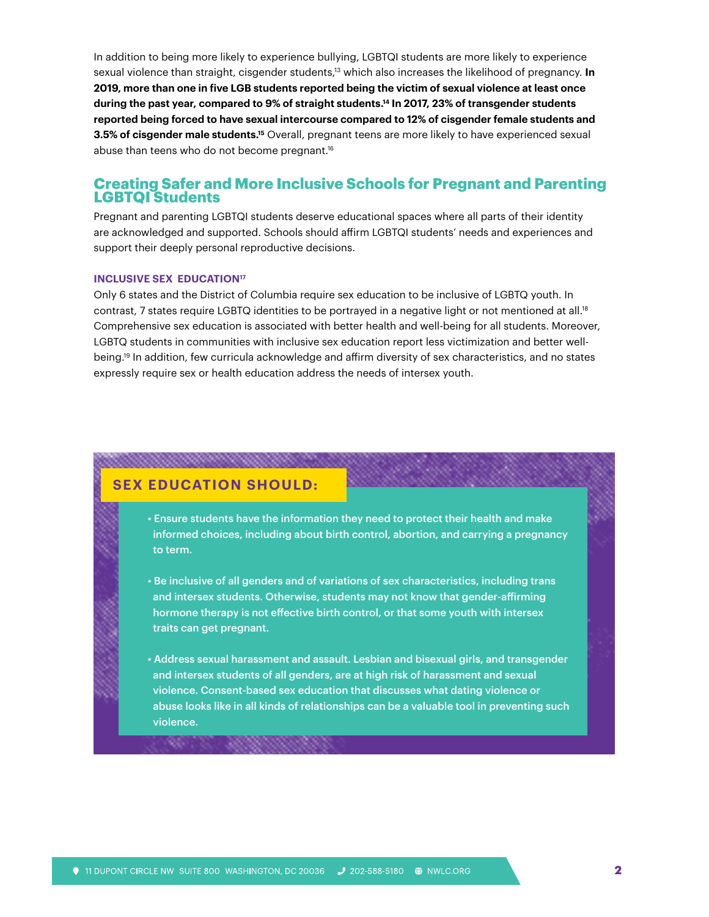In addition to being more likely to experience bullying, LGBTQI students are more likely to experience sexual violence than straight, cisgender students,[13] which also increases the likelihood of pregnancy. **In 2019, more than one in five LGB students reported being the victim of sexual violence at least once during the past year, compared to 9% of straight students.[14] In 2017, 23% of transgender students reported being forced to have sexual intercourse compared to 12% of cisgender female students and 3.5% of cisgender male students.[15]** Overall, pregnant teens are more likely to have experienced sexual abuse than teens who do not become pregnant.[16]

## Creating Safer and More Inclusive Schools for Pregnant and Parenting LGBTQI Students

Pregnant and parenting LGBTQI students deserve educational spaces where all parts of their identity are acknowledged and supported. Schools should affirm LGBTQI students' needs and experiences and support their deeply personal reproductive decisions.

### INCLUSIVE SEX EDUCATION[17]

Only 6 states and the District of Columbia require sex education to be inclusive of LGBTQ youth. In contrast, 7 states require LGBTQ identities to be portrayed in a negative light or not mentioned at all.[18] Comprehensive sex education is associated with better health and well-being for all students. Moreover, LGBTQ students in communities with inclusive sex education report less victimization and better well-being.[19] In addition, few curricula acknowledge and affirm diversity of sex characteristics, and no states expressly require sex or health education address the needs of intersex youth.

### SEX EDUCATION SHOULD:

- Ensure students have the information they need to protect their health and make informed choices, including about birth control, abortion, and carrying a pregnancy to term.
- Be inclusive of all genders and of variations of sex characteristics, including trans and intersex students. Otherwise, students may not know that gender-affirming hormone therapy is not effective birth control, or that some youth with intersex traits can get pregnant.
- Address sexual harassment and assault. Lesbian and bisexual girls, and transgender and intersex students of all genders, are at high risk of harassment and sexual violence. Consent-based sex education that discusses what dating violence or abuse looks like in all kinds of relationships can be a valuable tool in preventing such violence.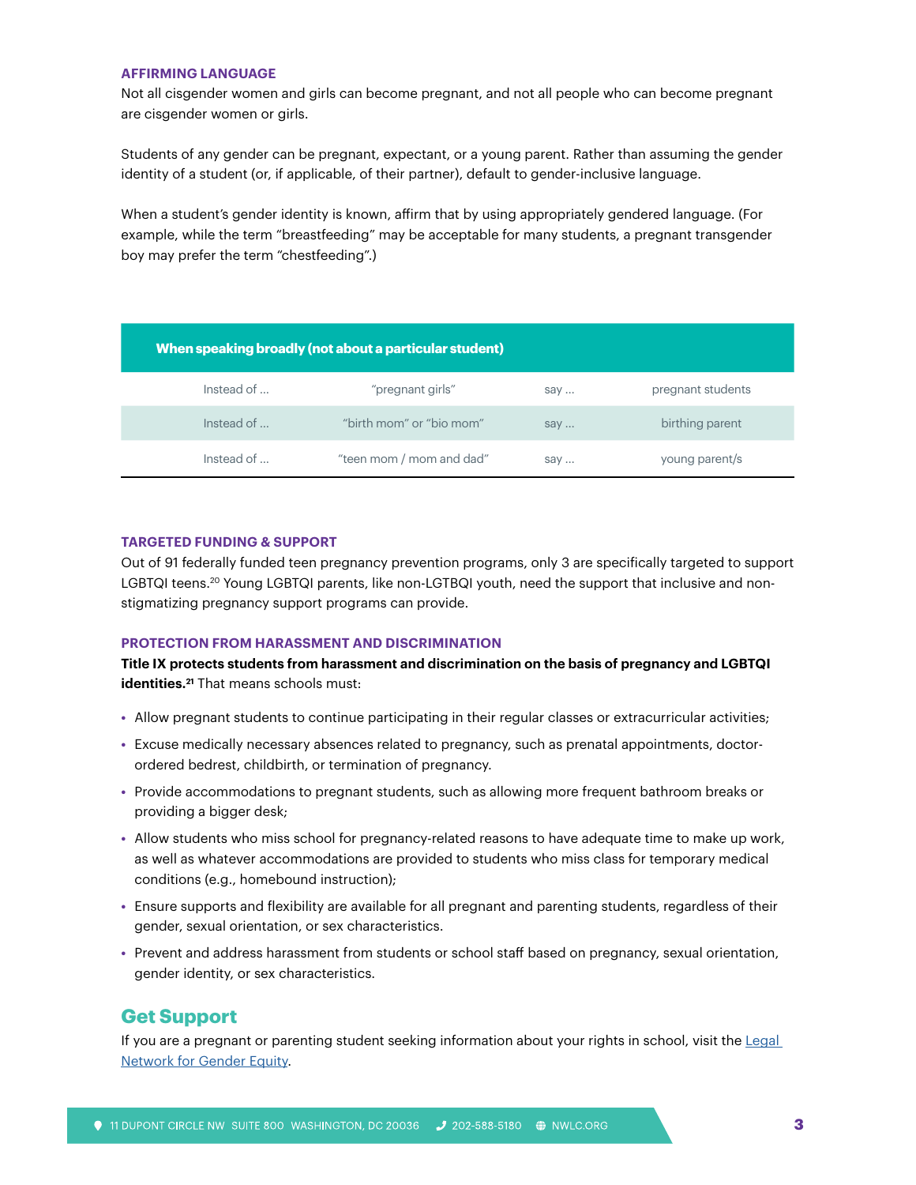### AFFIRMING LANGUAGE

Not all cisgender women and girls can become pregnant, and not all people who can become pregnant are cisgender women or girls.

Students of any gender can be pregnant, expectant, or a young parent. Rather than assuming the gender identity of a student (or, if applicable, of their partner), default to gender-inclusive language.

When a student's gender identity is known, affirm that by using appropriately gendered language. (For example, while the term "breastfeeding" may be acceptable for many students, a pregnant transgender boy may prefer the term "chestfeeding".)

| When speaking broadly (not about a particular student) | | | |
|---|---|---|---|
| Instead of ... | "pregnant girls" | say ... | pregnant students |
| Instead of ... | "birth mom" or "bio mom" | say ... | birthing parent |
| Instead of ... | "teen mom / mom and dad" | say ... | young parent/s |

### TARGETED FUNDING & SUPPORT

Out of 91 federally funded teen pregnancy prevention programs, only 3 are specifically targeted to support LGBTQI teens.[20] Young LGBTQI parents, like non-LGTBQI youth, need the support that inclusive and non-stigmatizing pregnancy support programs can provide.

### PROTECTION FROM HARASSMENT AND DISCRIMINATION

**Title IX protects students from harassment and discrimination on the basis of pregnancy and LGBTQI identities.[21]** That means schools must:

- Allow pregnant students to continue participating in their regular classes or extracurricular activities;
- Excuse medically necessary absences related to pregnancy, such as prenatal appointments, doctor-ordered bedrest, childbirth, or termination of pregnancy.
- Provide accommodations to pregnant students, such as allowing more frequent bathroom breaks or providing a bigger desk;
- Allow students who miss school for pregnancy-related reasons to have adequate time to make up work, as well as whatever accommodations are provided to students who miss class for temporary medical conditions (e.g., homebound instruction);
- Ensure supports and flexibility are available for all pregnant and parenting students, regardless of their gender, sexual orientation, or sex characteristics.
- Prevent and address harassment from students or school staff based on pregnancy, sexual orientation, gender identity, or sex characteristics.

## Get Support

If you are a pregnant or parenting student seeking information about your rights in school, visit the Legal Network for Gender Equity.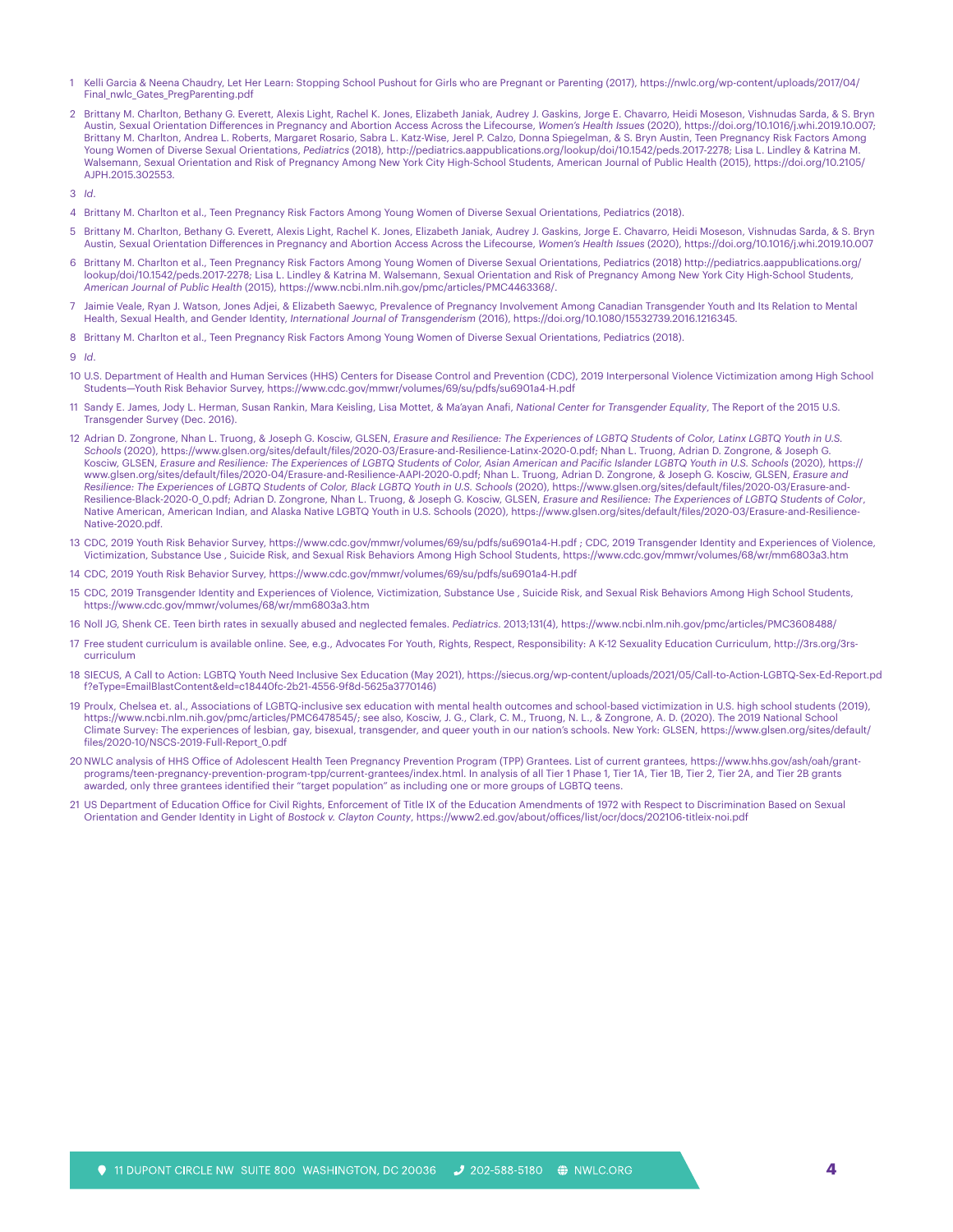1 Kelli Garcia & Neena Chaudry, Let Her Learn: Stopping School Pushout for Girls who are Pregnant or Parenting (2017), https://nwlc.org/wp-content/uploads/2017/04/Final_nwlc_Gates_PregParenting.pdf

2 Brittany M. Charlton, Bethany G. Everett, Alexis Light, Rachel K. Jones, Elizabeth Janiak, Audrey J. Gaskins, Jorge E. Chavarro, Heidi Moseson, Vishnudas Sarda, & S. Bryn Austin, Sexual Orientation Differences in Pregnancy and Abortion Access Across the Lifecourse, *Women's Health Issues* (2020), https://doi.org/10.1016/j.whi.2019.10.007; Brittany M. Charlton, Andrea L. Roberts, Margaret Rosario, Sabra L. Katz-Wise, Jerel P. Calzo, Donna Spiegelman, & S. Bryn Austin, Teen Pregnancy Risk Factors Among Young Women of Diverse Sexual Orientations, *Pediatrics* (2018), http://pediatrics.aappublications.org/lookup/doi/10.1542/peds.2017-2278; Lisa L. Lindley & Katrina M. Walsemann, Sexual Orientation and Risk of Pregnancy Among New York City High-School Students, American Journal of Public Health (2015), https://doi.org/10.2105/AJPH.2015.302553.

3 *Id*.

4 Brittany M. Charlton et al., Teen Pregnancy Risk Factors Among Young Women of Diverse Sexual Orientations, Pediatrics (2018).

5 Brittany M. Charlton, Bethany G. Everett, Alexis Light, Rachel K. Jones, Elizabeth Janiak, Audrey J. Gaskins, Jorge E. Chavarro, Heidi Moseson, Vishnudas Sarda, & S. Bryn Austin, Sexual Orientation Differences in Pregnancy and Abortion Access Across the Lifecourse, *Women's Health Issues* (2020), https://doi.org/10.1016/j.whi.2019.10.007

6 Brittany M. Charlton et al., Teen Pregnancy Risk Factors Among Young Women of Diverse Sexual Orientations, Pediatrics (2018) http://pediatrics.aappublications.org/lookup/doi/10.1542/peds.2017-2278; Lisa L. Lindley & Katrina M. Walsemann, Sexual Orientation and Risk of Pregnancy Among New York City High-School Students, *American Journal of Public Health* (2015), https://www.ncbi.nlm.nih.gov/pmc/articles/PMC4463368/.

7 Jaimie Veale, Ryan J. Watson, Jones Adjei, & Elizabeth Saewyc, Prevalence of Pregnancy Involvement Among Canadian Transgender Youth and Its Relation to Mental Health, Sexual Health, and Gender Identity, *International Journal of Transgenderism* (2016), https://doi.org/10.1080/15532739.2016.1216345.

8 Brittany M. Charlton et al., Teen Pregnancy Risk Factors Among Young Women of Diverse Sexual Orientations, Pediatrics (2018).

9 *Id*.

10 U.S. Department of Health and Human Services (HHS) Centers for Disease Control and Prevention (CDC), 2019 Interpersonal Violence Victimization among High School Students—Youth Risk Behavior Survey, https://www.cdc.gov/mmwr/volumes/69/su/pdfs/su6901a4-H.pdf

11 Sandy E. James, Jody L. Herman, Susan Rankin, Mara Keisling, Lisa Mottet, & Ma'ayan Anafi, *National Center for Transgender Equality*, The Report of the 2015 U.S. Transgender Survey (Dec. 2016).

12 Adrian D. Zongrone, Nhan L. Truong, & Joseph G. Kosciw, GLSEN, *Erasure and Resilience: The Experiences of LGBTQ Students of Color, Latinx LGBTQ Youth in U.S. Schools* (2020), https://www.glsen.org/sites/default/files/2020-03/Erasure-and-Resilience-Latinx-2020-0.pdf; Nhan L. Truong, Adrian D. Zongrone, & Joseph G. Kosciw, GLSEN, *Erasure and Resilience: The Experiences of LGBTQ Students of Color, Asian American and Pacific Islander LGBTQ Youth in U.S. Schools* (2020), https://www.glsen.org/sites/default/files/2020-04/Erasure-and-Resilience-AAPI-2020-0.pdf; Nhan L. Truong, Adrian D. Zongrone, & Joseph G. Kosciw, GLSEN, *Erasure and Resilience: The Experiences of LGBTQ Students of Color, Black LGBTQ Youth in U.S. Schools* (2020), https://www.glsen.org/sites/default/files/2020-03/Erasure-and-Resilience-Black-2020-0_0.pdf; Adrian D. Zongrone, Nhan L. Truong, & Joseph G. Kosciw, GLSEN, *Erasure and Resilience: The Experiences of LGBTQ Students of Color*, Native American, American Indian, and Alaska Native LGBTQ Youth in U.S. Schools (2020), https://www.glsen.org/sites/default/files/2020-03/Erasure-and-Resilience-Native-2020.pdf.

13 CDC, 2019 Youth Risk Behavior Survey, https://www.cdc.gov/mmwr/volumes/69/su/pdfs/su6901a4-H.pdf ; CDC, 2019 Transgender Identity and Experiences of Violence, Victimization, Substance Use , Suicide Risk, and Sexual Risk Behaviors Among High School Students, https://www.cdc.gov/mmwr/volumes/68/wr/mm6803a3.htm

14 CDC, 2019 Youth Risk Behavior Survey, https://www.cdc.gov/mmwr/volumes/69/su/pdfs/su6901a4-H.pdf

15 CDC, 2019 Transgender Identity and Experiences of Violence, Victimization, Substance Use , Suicide Risk, and Sexual Risk Behaviors Among High School Students, https://www.cdc.gov/mmwr/volumes/68/wr/mm6803a3.htm

16 Noll JG, Shenk CE. Teen birth rates in sexually abused and neglected females. *Pediatrics*. 2013;131(4), https://www.ncbi.nlm.nih.gov/pmc/articles/PMC3608488/

17 Free student curriculum is available online. See, e.g., Advocates For Youth, Rights, Respect, Responsibility: A K-12 Sexuality Education Curriculum, http://3rs.org/3rs-curriculum

18 SIECUS, A Call to Action: LGBTQ Youth Need Inclusive Sex Education (May 2021), https://siecus.org/wp-content/uploads/2021/05/Call-to-Action-LGBTQ-Sex-Ed-Report.pdf?eType=EmailBlastContent&eId=c18440fc-2b21-4556-9f8d-5625a3770146)

19 Proulx, Chelsea et. al., Associations of LGBTQ-inclusive sex education with mental health outcomes and school-based victimization in U.S. high school students (2019), https://www.ncbi.nlm.nih.gov/pmc/articles/PMC6478545/; see also, Kosciw, J. G., Clark, C. M., Truong, N. L., & Zongrone, A. D. (2020). The 2019 National School Climate Survey: The experiences of lesbian, gay, bisexual, transgender, and queer youth in our nation's schools. New York: GLSEN, https://www.glsen.org/sites/default/files/2020-10/NSCS-2019-Full-Report_0.pdf

20 NWLC analysis of HHS Office of Adolescent Health Teen Pregnancy Prevention Program (TPP) Grantees. List of current grantees, https://www.hhs.gov/ash/oah/grant-programs/teen-pregnancy-prevention-program-tpp/current-grantees/index.html. In analysis of all Tier 1 Phase 1, Tier 1A, Tier 1B, Tier 2, Tier 2A, and Tier 2B grants awarded, only three grantees identified their "target population" as including one or more groups of LGBTQ teens.

21 US Department of Education Office for Civil Rights, Enforcement of Title IX of the Education Amendments of 1972 with Respect to Discrimination Based on Sexual Orientation and Gender Identity in Light of *Bostock v. Clayton County*, https://www2.ed.gov/about/offices/list/ocr/docs/202106-titleix-noi.pdf